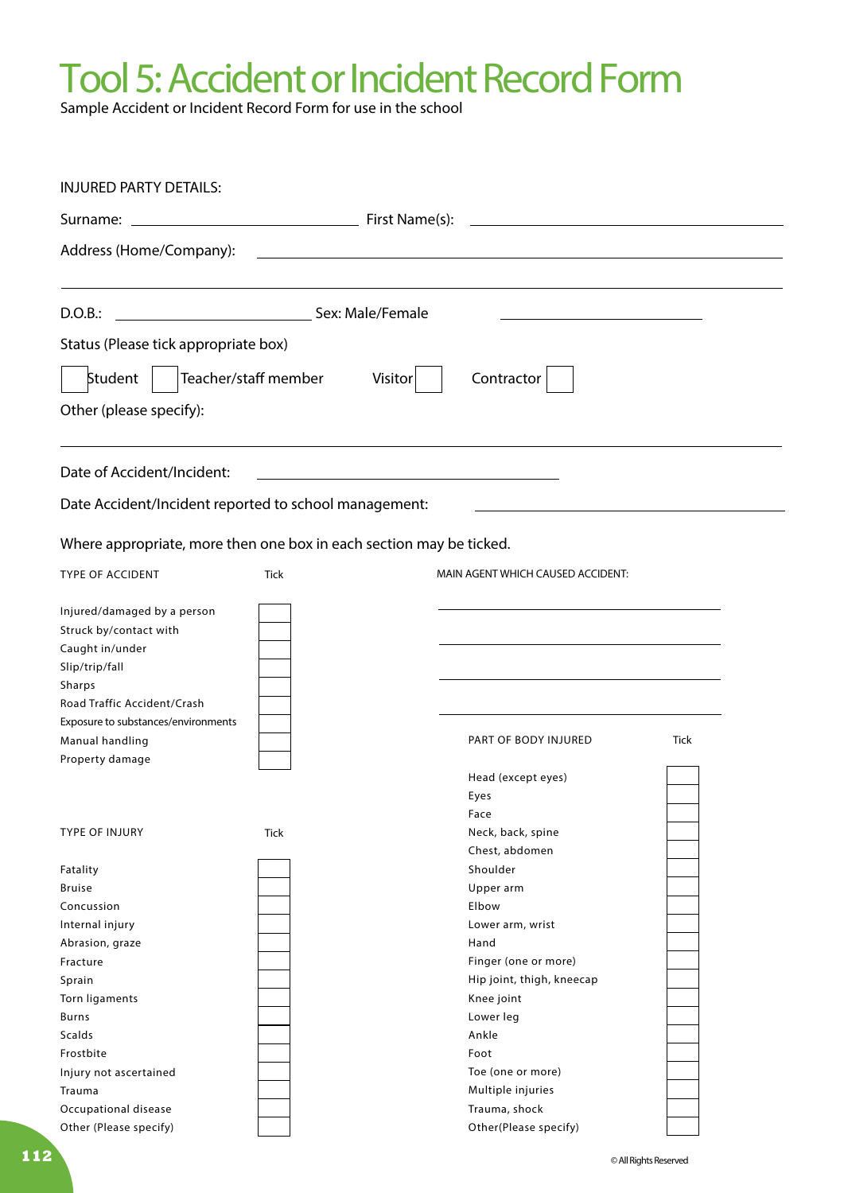# Tool 5: Accident or Incident Record Form

Sample Accident or Incident Record Form for use in the school

INJURED PARTY DETAILS:

Surname: ______________________ First Name(s): ______________________

Address (Home/Company): ______________________

______________________

D.O.B.: ______________________ Sex: Male/Female ______________________

Status (Please tick appropriate box)

☐ Student ☐ Teacher/staff member Visitor ☐ Contractor ☐

Other (please specify):

______________________

Date of Accident/Incident: ______________________

Date Accident/Incident reported to school management: ______________________

Where appropriate, more then one box in each section may be ticked.

| TYPE OF ACCIDENT | Tick |
|---|---|
| Injured/damaged by a person | |
| Struck by/contact with | |
| Caught in/under | |
| Slip/trip/fall | |
| Sharps | |
| Road Traffic Accident/Crash | |
| Exposure to substances/environments | |
| Manual handling | |
| Property damage | |

MAIN AGENT WHICH CAUSED ACCIDENT:

______________________

______________________

______________________

______________________

| TYPE OF INJURY | Tick |
|---|---|
| Fatality | |
| Bruise | |
| Concussion | |
| Internal injury | |
| Abrasion, graze | |
| Fracture | |
| Sprain | |
| Torn ligaments | |
| Burns | |
| Scalds | |
| Frostbite | |
| Injury not ascertained | |
| Trauma | |
| Occupational disease | |
| Other (Please specify) | |

| PART OF BODY INJURED | Tick |
|---|---|
| Head (except eyes) | |
| Eyes | |
| Face | |
| Neck, back, spine | |
| Chest, abdomen | |
| Shoulder | |
| Upper arm | |
| Elbow | |
| Lower arm, wrist | |
| Hand | |
| Finger (one or more) | |
| Hip joint, thigh, kneecap | |
| Knee joint | |
| Lower leg | |
| Ankle | |
| Foot | |
| Toe (one or more) | |
| Multiple injuries | |
| Trauma, shock | |
| Other(Please specify) | |

© All Rights Reserved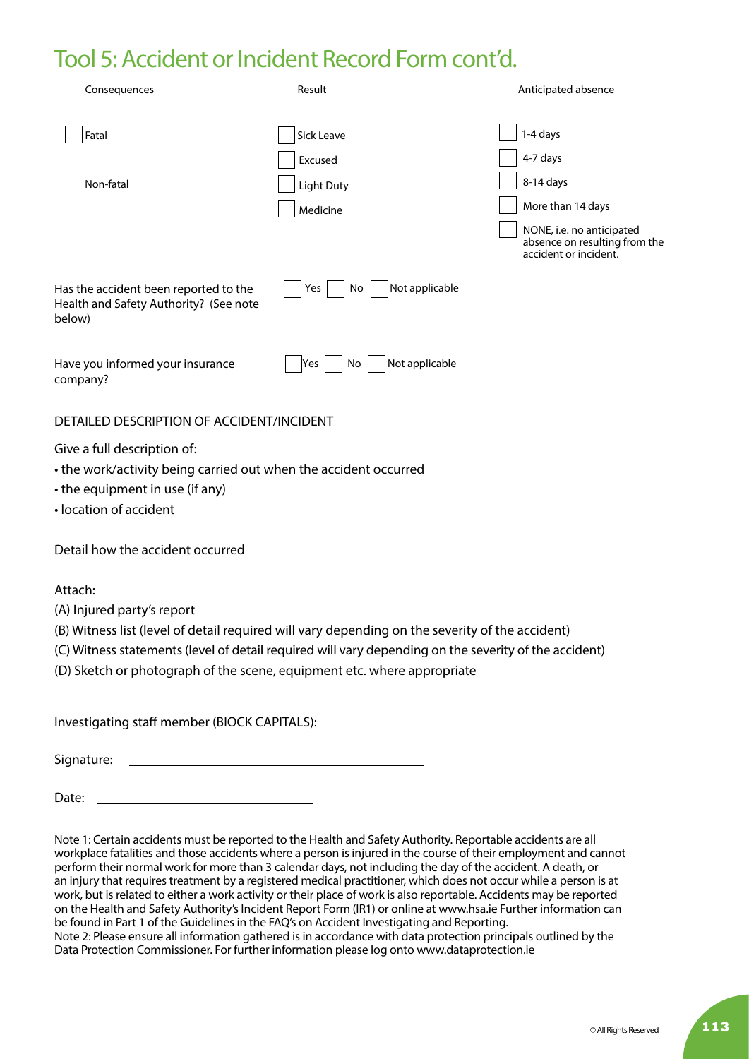# Tool 5: Accident or Incident Record Form cont'd.

| Consequences | Result | Anticipated absence |
|---|---|---|
| ☐ Fatal | ☐ Sick Leave | ☐ 1-4 days |
| ☐ Non-fatal | ☐ Excused | ☐ 4-7 days |
| | ☐ Light Duty | ☐ 8-14 days |
| | ☐ Medicine | ☐ More than 14 days |
| | | ☐ NONE, i.e. no anticipated absence on resulting from the accident or incident. |

Has the accident been reported to the Health and Safety Authority? (See note below) ☐ Yes ☐ No ☐ Not applicable

Have you informed your insurance company? ☐ Yes ☐ No ☐ Not applicable

DETAILED DESCRIPTION OF ACCIDENT/INCIDENT

Give a full description of:

- the work/activity being carried out when the accident occurred
- the equipment in use (if any)
- location of accident

Detail how the accident occurred

Attach:

(A) Injured party's report

(B) Witness list (level of detail required will vary depending on the severity of the accident)

(C) Witness statements (level of detail required will vary depending on the severity of the accident)

(D) Sketch or photograph of the scene, equipment etc. where appropriate

Investigating staff member (BIOCK CAPITALS): ______________________________

Signature: ______________________________

Date: ____________________

Note 1: Certain accidents must be reported to the Health and Safety Authority. Reportable accidents are all workplace fatalities and those accidents where a person is injured in the course of their employment and cannot perform their normal work for more than 3 calendar days, not including the day of the accident. A death, or an injury that requires treatment by a registered medical practitioner, which does not occur while a person is at work, but is related to either a work activity or their place of work is also reportable. Accidents may be reported on the Health and Safety Authority's Incident Report Form (IR1) or online at www.hsa.ie Further information can be found in Part 1 of the Guidelines in the FAQ's on Accident Investigating and Reporting.

Note 2: Please ensure all information gathered is in accordance with data protection principals outlined by the Data Protection Commissioner. For further information please log onto www.dataprotection.ie